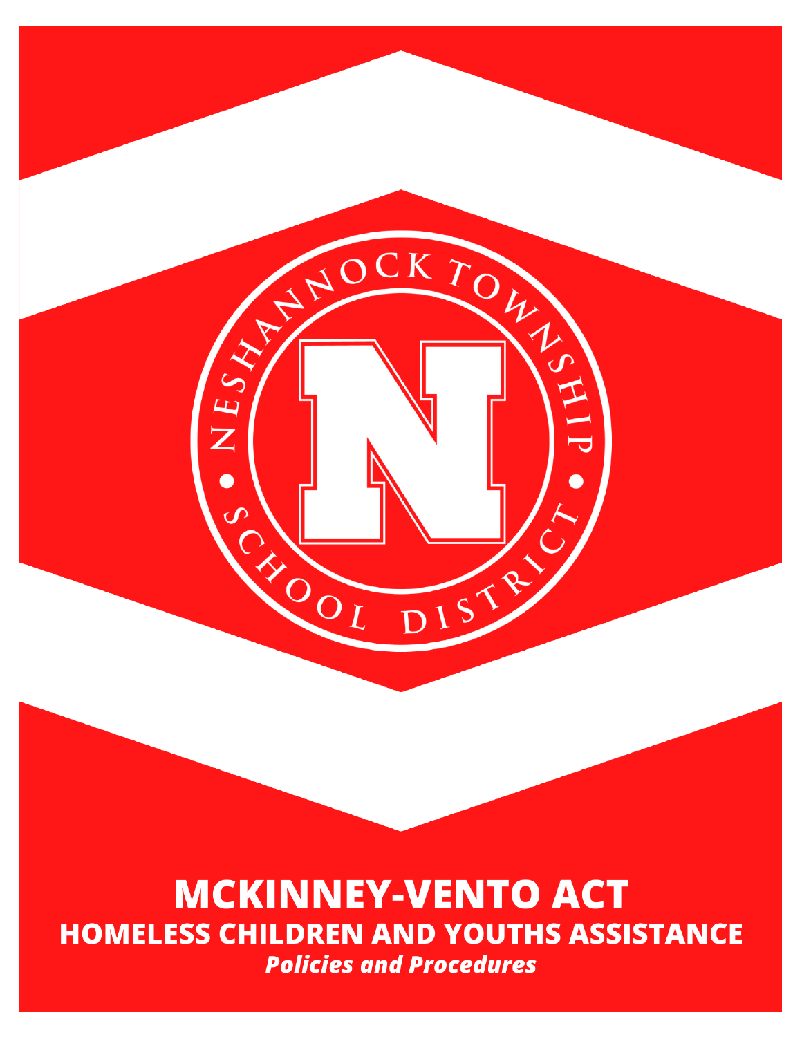NESHANNOCK TOWNSHIP SCHOOL DISTRICT

# MCKINNEY-VENTO ACT

## HOMELESS CHILDREN AND YOUTHS ASSISTANCE

***Policies and Procedures***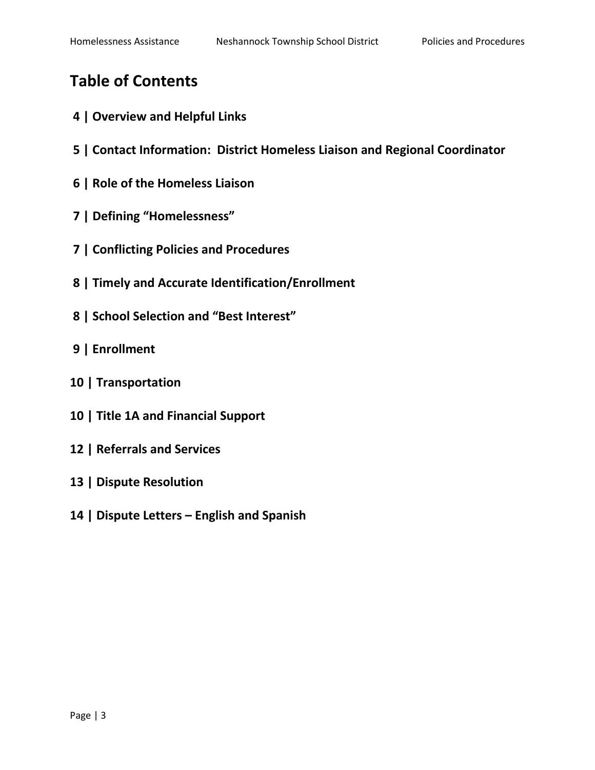# Table of Contents

**4 | Overview and Helpful Links**

**5 | Contact Information: District Homeless Liaison and Regional Coordinator**

**6 | Role of the Homeless Liaison**

**7 | Defining "Homelessness"**

**7 | Conflicting Policies and Procedures**

**8 | Timely and Accurate Identification/Enrollment**

**8 | School Selection and "Best Interest"**

**9 | Enrollment**

**10 | Transportation**

**10 | Title 1A and Financial Support**

**12 | Referrals and Services**

**13 | Dispute Resolution**

**14 | Dispute Letters – English and Spanish**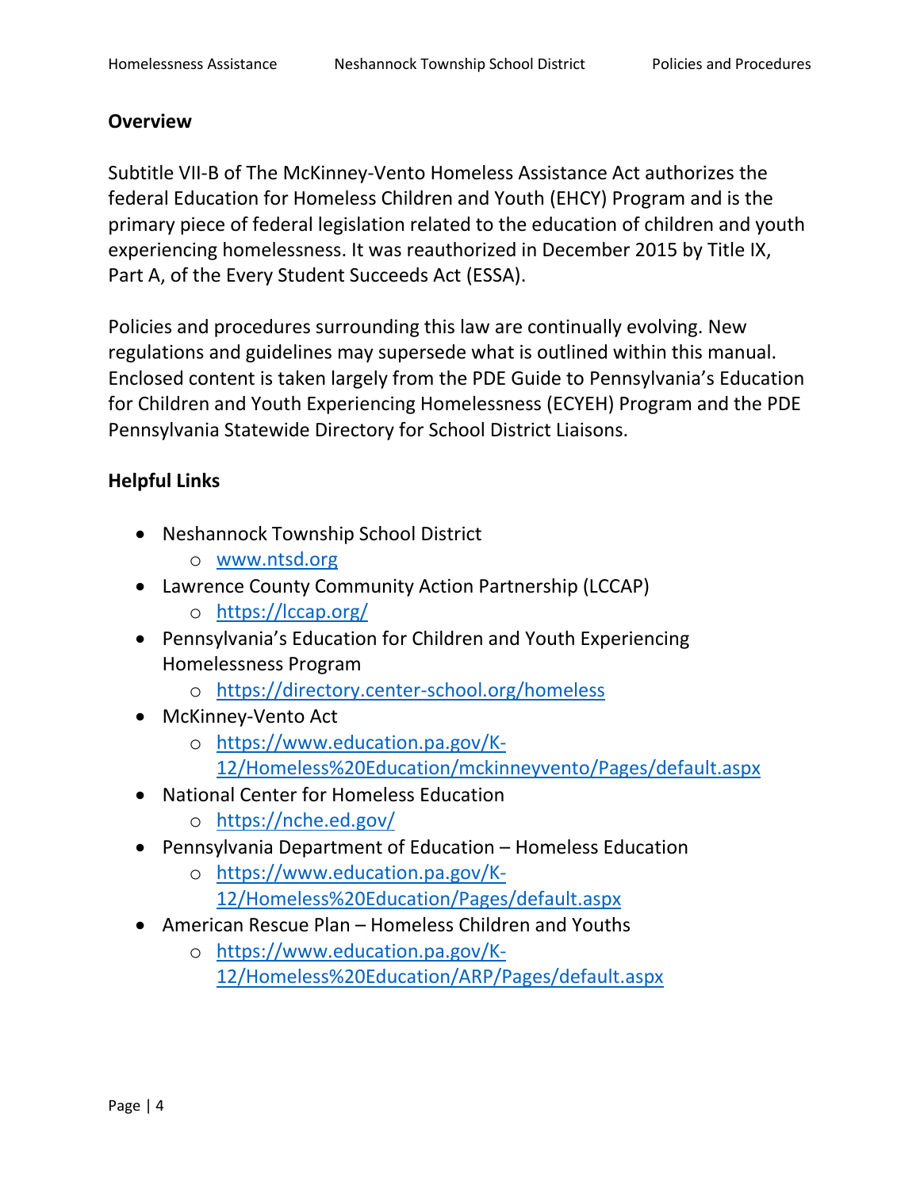## Overview

Subtitle VII-B of The McKinney-Vento Homeless Assistance Act authorizes the federal Education for Homeless Children and Youth (EHCY) Program and is the primary piece of federal legislation related to the education of children and youth experiencing homelessness. It was reauthorized in December 2015 by Title IX, Part A, of the Every Student Succeeds Act (ESSA).

Policies and procedures surrounding this law are continually evolving. New regulations and guidelines may supersede what is outlined within this manual. Enclosed content is taken largely from the PDE Guide to Pennsylvania's Education for Children and Youth Experiencing Homelessness (ECYEH) Program and the PDE Pennsylvania Statewide Directory for School District Liaisons.

## Helpful Links

- Neshannock Township School District
  - www.ntsd.org
- Lawrence County Community Action Partnership (LCCAP)
  - https://lccap.org/
- Pennsylvania's Education for Children and Youth Experiencing Homelessness Program
  - https://directory.center-school.org/homeless
- McKinney-Vento Act
  - https://www.education.pa.gov/K-12/Homeless%20Education/mckinneyvento/Pages/default.aspx
- National Center for Homeless Education
  - https://nche.ed.gov/
- Pennsylvania Department of Education – Homeless Education
  - https://www.education.pa.gov/K-12/Homeless%20Education/Pages/default.aspx
- American Rescue Plan – Homeless Children and Youths
  - https://www.education.pa.gov/K-12/Homeless%20Education/ARP/Pages/default.aspx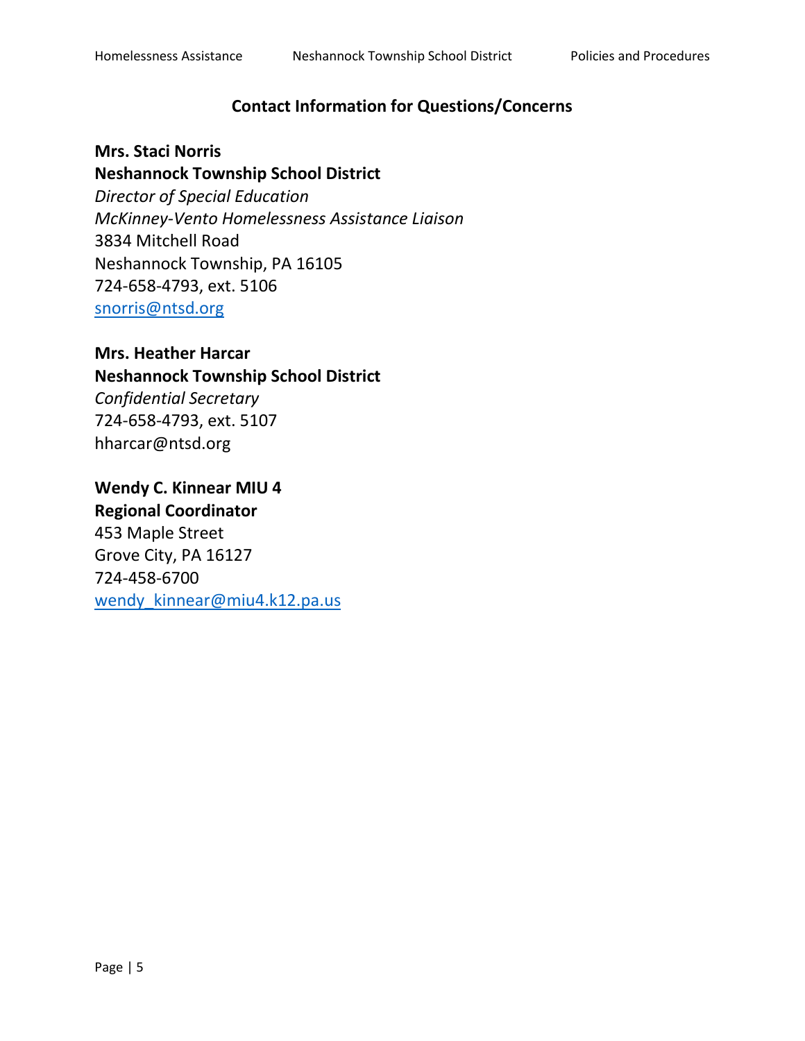## Contact Information for Questions/Concerns

**Mrs. Staci Norris**
**Neshannock Township School District**
*Director of Special Education*
*McKinney-Vento Homelessness Assistance Liaison*
3834 Mitchell Road
Neshannock Township, PA 16105
724-658-4793, ext. 5106
snorris@ntsd.org

**Mrs. Heather Harcar**
**Neshannock Township School District**
*Confidential Secretary*
724-658-4793, ext. 5107
hharcar@ntsd.org

**Wendy C. Kinnear MIU 4**
**Regional Coordinator**
453 Maple Street
Grove City, PA 16127
724-458-6700
wendy_kinnear@miu4.k12.pa.us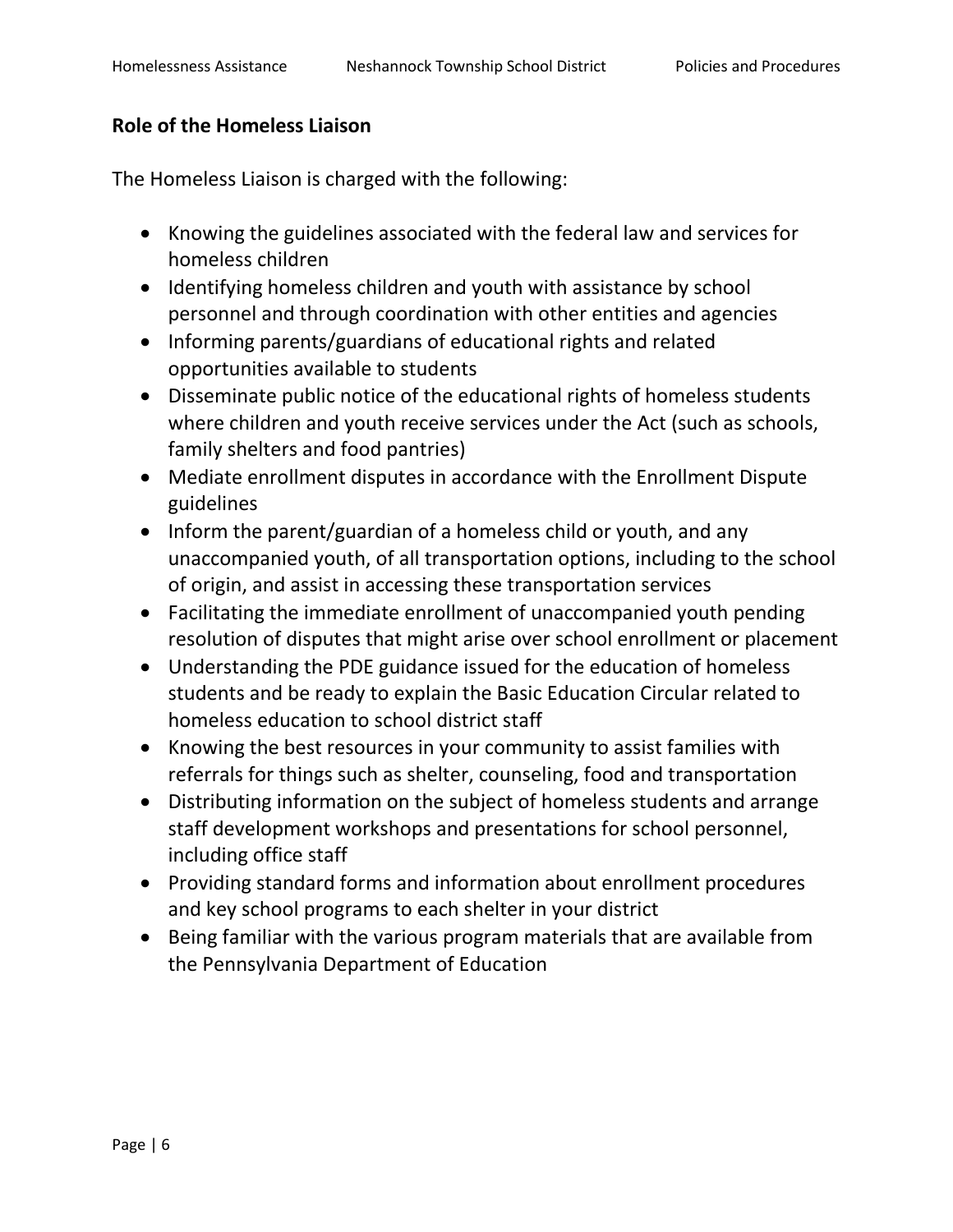## Role of the Homeless Liaison

The Homeless Liaison is charged with the following:

- Knowing the guidelines associated with the federal law and services for homeless children
- Identifying homeless children and youth with assistance by school personnel and through coordination with other entities and agencies
- Informing parents/guardians of educational rights and related opportunities available to students
- Disseminate public notice of the educational rights of homeless students where children and youth receive services under the Act (such as schools, family shelters and food pantries)
- Mediate enrollment disputes in accordance with the Enrollment Dispute guidelines
- Inform the parent/guardian of a homeless child or youth, and any unaccompanied youth, of all transportation options, including to the school of origin, and assist in accessing these transportation services
- Facilitating the immediate enrollment of unaccompanied youth pending resolution of disputes that might arise over school enrollment or placement
- Understanding the PDE guidance issued for the education of homeless students and be ready to explain the Basic Education Circular related to homeless education to school district staff
- Knowing the best resources in your community to assist families with referrals for things such as shelter, counseling, food and transportation
- Distributing information on the subject of homeless students and arrange staff development workshops and presentations for school personnel, including office staff
- Providing standard forms and information about enrollment procedures and key school programs to each shelter in your district
- Being familiar with the various program materials that are available from the Pennsylvania Department of Education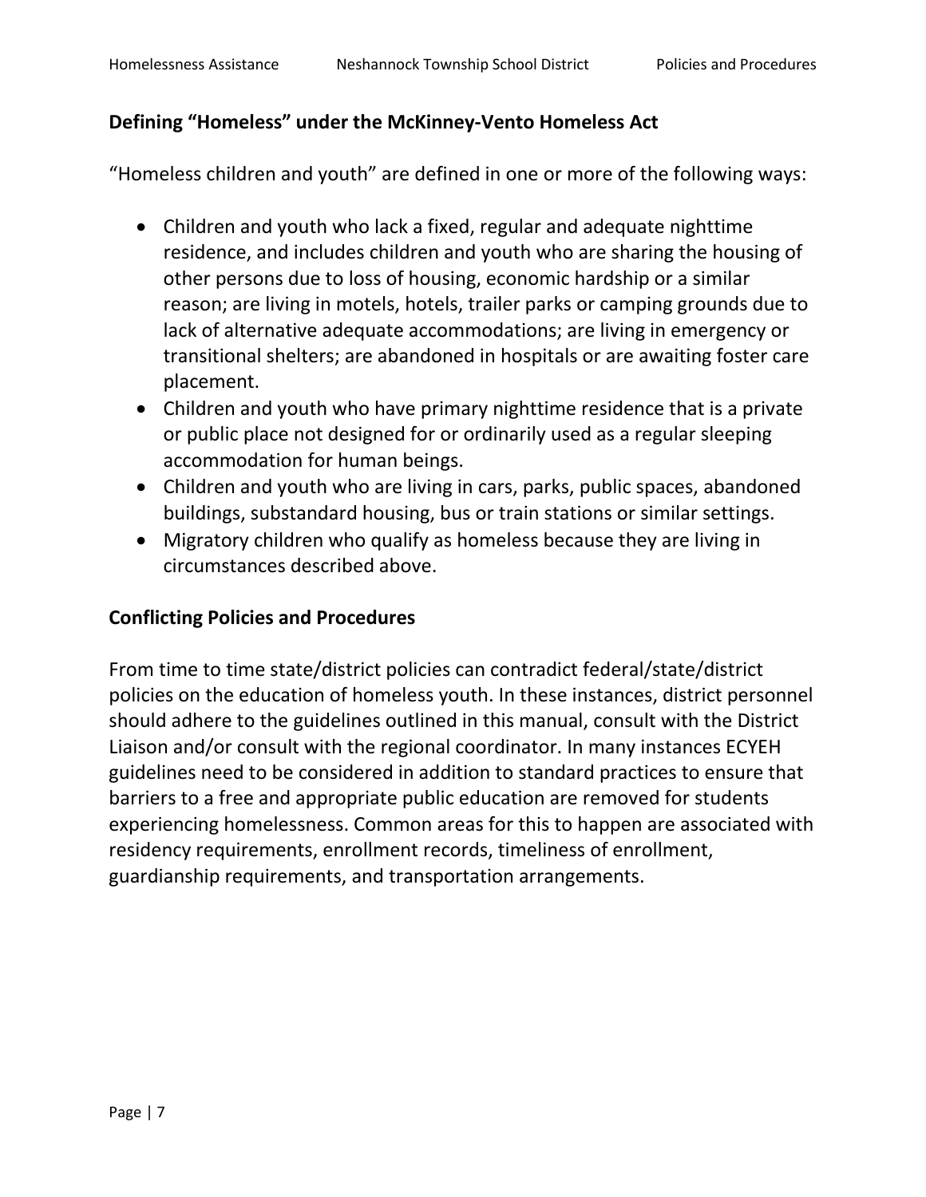## Defining "Homeless" under the McKinney-Vento Homeless Act

"Homeless children and youth" are defined in one or more of the following ways:

- Children and youth who lack a fixed, regular and adequate nighttime residence, and includes children and youth who are sharing the housing of other persons due to loss of housing, economic hardship or a similar reason; are living in motels, hotels, trailer parks or camping grounds due to lack of alternative adequate accommodations; are living in emergency or transitional shelters; are abandoned in hospitals or are awaiting foster care placement.
- Children and youth who have primary nighttime residence that is a private or public place not designed for or ordinarily used as a regular sleeping accommodation for human beings.
- Children and youth who are living in cars, parks, public spaces, abandoned buildings, substandard housing, bus or train stations or similar settings.
- Migratory children who qualify as homeless because they are living in circumstances described above.

## Conflicting Policies and Procedures

From time to time state/district policies can contradict federal/state/district policies on the education of homeless youth. In these instances, district personnel should adhere to the guidelines outlined in this manual, consult with the District Liaison and/or consult with the regional coordinator. In many instances ECYEH guidelines need to be considered in addition to standard practices to ensure that barriers to a free and appropriate public education are removed for students experiencing homelessness. Common areas for this to happen are associated with residency requirements, enrollment records, timeliness of enrollment, guardianship requirements, and transportation arrangements.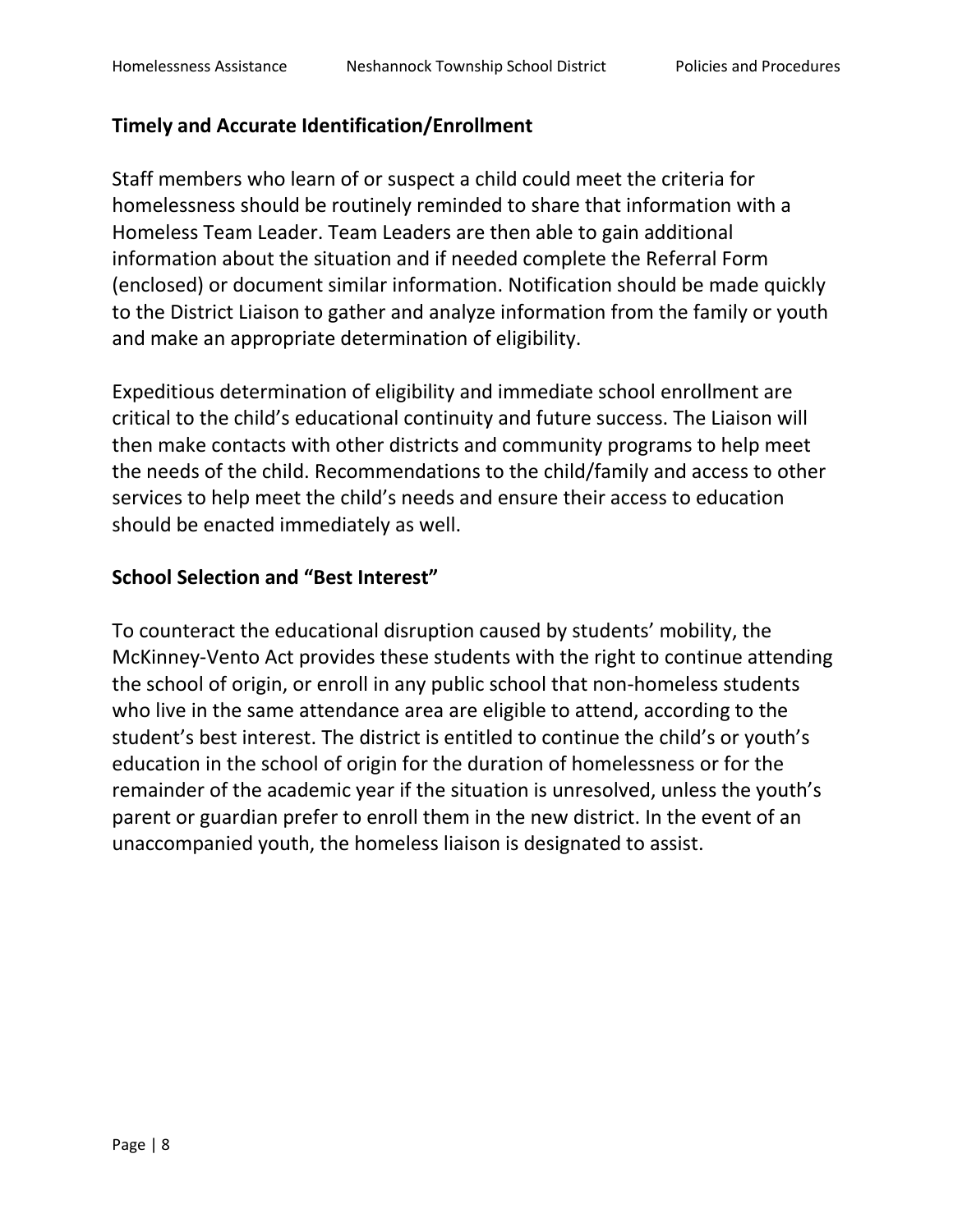## Timely and Accurate Identification/Enrollment

Staff members who learn of or suspect a child could meet the criteria for homelessness should be routinely reminded to share that information with a Homeless Team Leader. Team Leaders are then able to gain additional information about the situation and if needed complete the Referral Form (enclosed) or document similar information. Notification should be made quickly to the District Liaison to gather and analyze information from the family or youth and make an appropriate determination of eligibility.

Expeditious determination of eligibility and immediate school enrollment are critical to the child's educational continuity and future success. The Liaison will then make contacts with other districts and community programs to help meet the needs of the child. Recommendations to the child/family and access to other services to help meet the child's needs and ensure their access to education should be enacted immediately as well.

## School Selection and "Best Interest"

To counteract the educational disruption caused by students' mobility, the McKinney-Vento Act provides these students with the right to continue attending the school of origin, or enroll in any public school that non-homeless students who live in the same attendance area are eligible to attend, according to the student's best interest. The district is entitled to continue the child's or youth's education in the school of origin for the duration of homelessness or for the remainder of the academic year if the situation is unresolved, unless the youth's parent or guardian prefer to enroll them in the new district. In the event of an unaccompanied youth, the homeless liaison is designated to assist.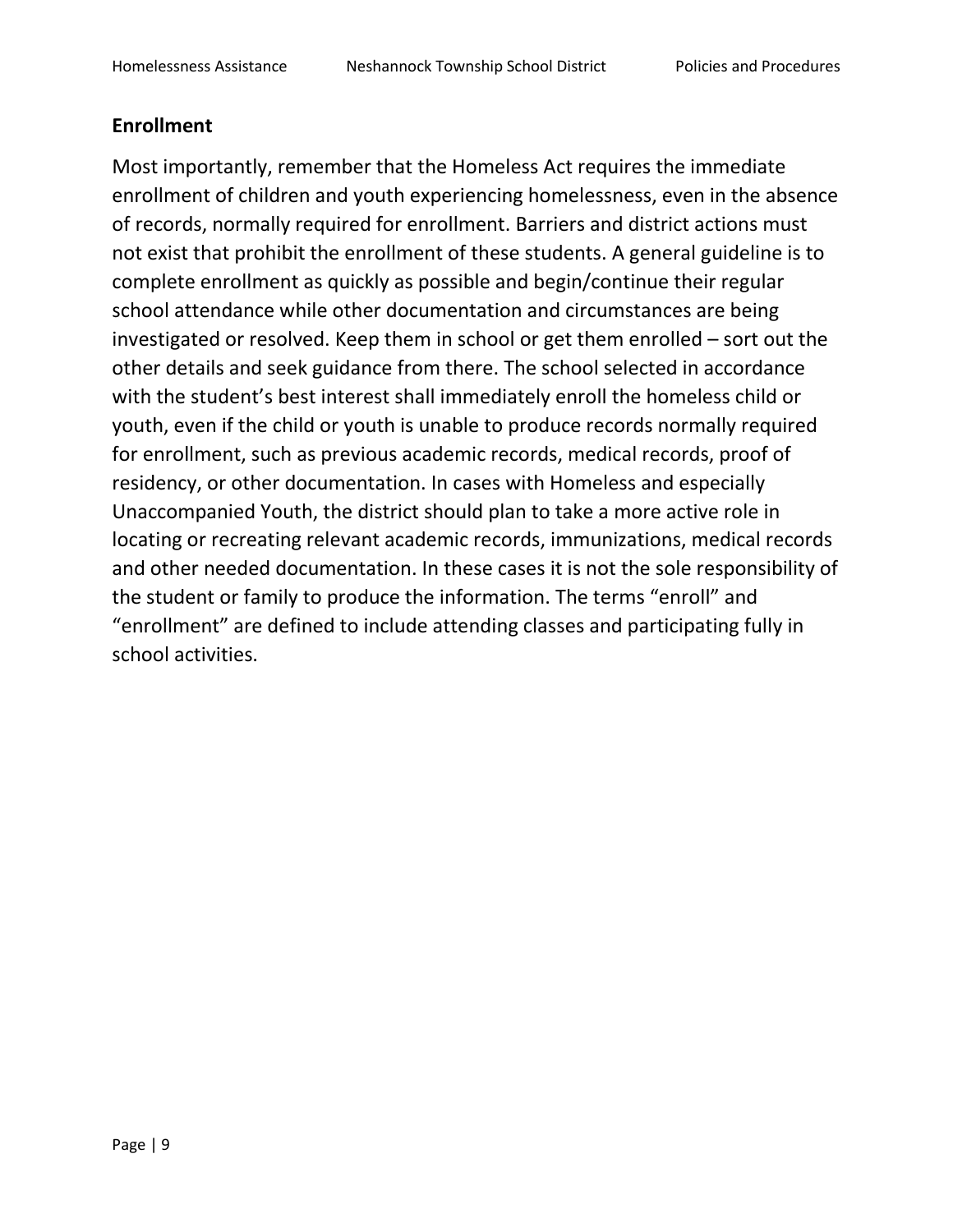## Enrollment

Most importantly, remember that the Homeless Act requires the immediate enrollment of children and youth experiencing homelessness, even in the absence of records, normally required for enrollment. Barriers and district actions must not exist that prohibit the enrollment of these students. A general guideline is to complete enrollment as quickly as possible and begin/continue their regular school attendance while other documentation and circumstances are being investigated or resolved. Keep them in school or get them enrolled – sort out the other details and seek guidance from there. The school selected in accordance with the student's best interest shall immediately enroll the homeless child or youth, even if the child or youth is unable to produce records normally required for enrollment, such as previous academic records, medical records, proof of residency, or other documentation. In cases with Homeless and especially Unaccompanied Youth, the district should plan to take a more active role in locating or recreating relevant academic records, immunizations, medical records and other needed documentation. In these cases it is not the sole responsibility of the student or family to produce the information. The terms "enroll" and "enrollment" are defined to include attending classes and participating fully in school activities.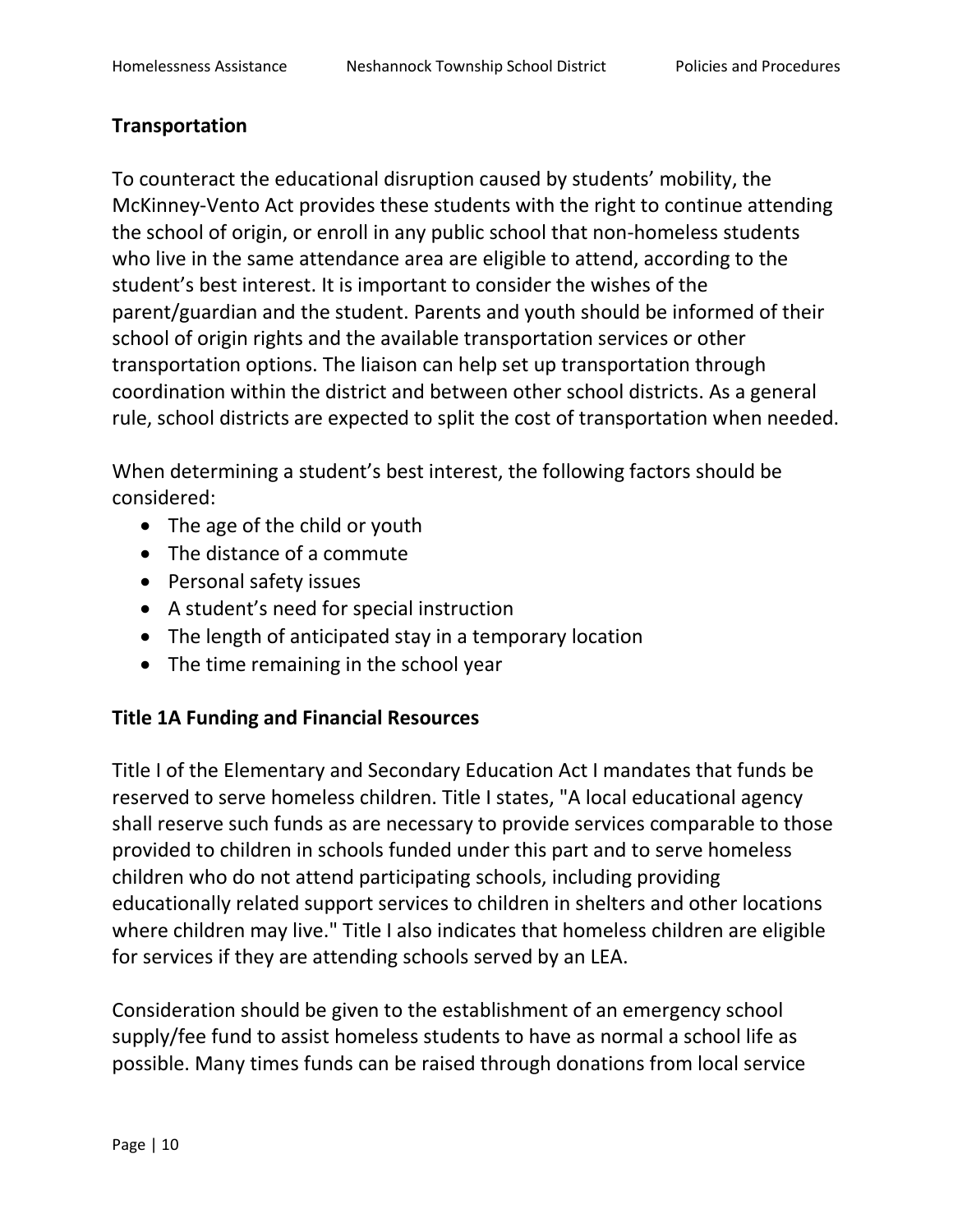## Transportation

To counteract the educational disruption caused by students' mobility, the McKinney-Vento Act provides these students with the right to continue attending the school of origin, or enroll in any public school that non-homeless students who live in the same attendance area are eligible to attend, according to the student's best interest. It is important to consider the wishes of the parent/guardian and the student. Parents and youth should be informed of their school of origin rights and the available transportation services or other transportation options. The liaison can help set up transportation through coordination within the district and between other school districts. As a general rule, school districts are expected to split the cost of transportation when needed.

When determining a student's best interest, the following factors should be considered:

- The age of the child or youth
- The distance of a commute
- Personal safety issues
- A student's need for special instruction
- The length of anticipated stay in a temporary location
- The time remaining in the school year

## Title 1A Funding and Financial Resources

Title I of the Elementary and Secondary Education Act I mandates that funds be reserved to serve homeless children. Title I states, "A local educational agency shall reserve such funds as are necessary to provide services comparable to those provided to children in schools funded under this part and to serve homeless children who do not attend participating schools, including providing educationally related support services to children in shelters and other locations where children may live." Title I also indicates that homeless children are eligible for services if they are attending schools served by an LEA.

Consideration should be given to the establishment of an emergency school supply/fee fund to assist homeless students to have as normal a school life as possible. Many times funds can be raised through donations from local service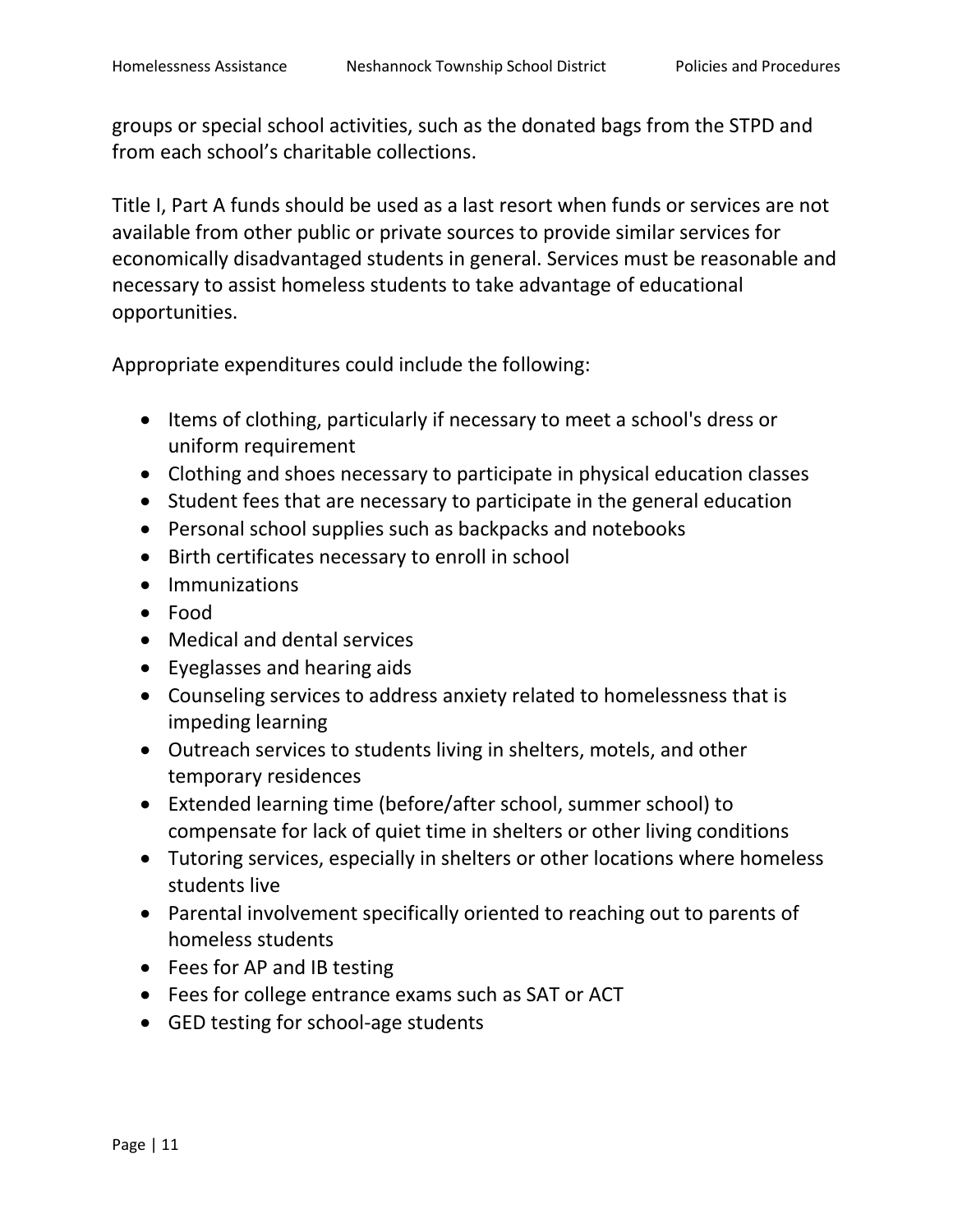groups or special school activities, such as the donated bags from the STPD and from each school's charitable collections.

Title I, Part A funds should be used as a last resort when funds or services are not available from other public or private sources to provide similar services for economically disadvantaged students in general. Services must be reasonable and necessary to assist homeless students to take advantage of educational opportunities.

Appropriate expenditures could include the following:

- Items of clothing, particularly if necessary to meet a school's dress or uniform requirement
- Clothing and shoes necessary to participate in physical education classes
- Student fees that are necessary to participate in the general education
- Personal school supplies such as backpacks and notebooks
- Birth certificates necessary to enroll in school
- Immunizations
- Food
- Medical and dental services
- Eyeglasses and hearing aids
- Counseling services to address anxiety related to homelessness that is impeding learning
- Outreach services to students living in shelters, motels, and other temporary residences
- Extended learning time (before/after school, summer school) to compensate for lack of quiet time in shelters or other living conditions
- Tutoring services, especially in shelters or other locations where homeless students live
- Parental involvement specifically oriented to reaching out to parents of homeless students
- Fees for AP and IB testing
- Fees for college entrance exams such as SAT or ACT
- GED testing for school-age students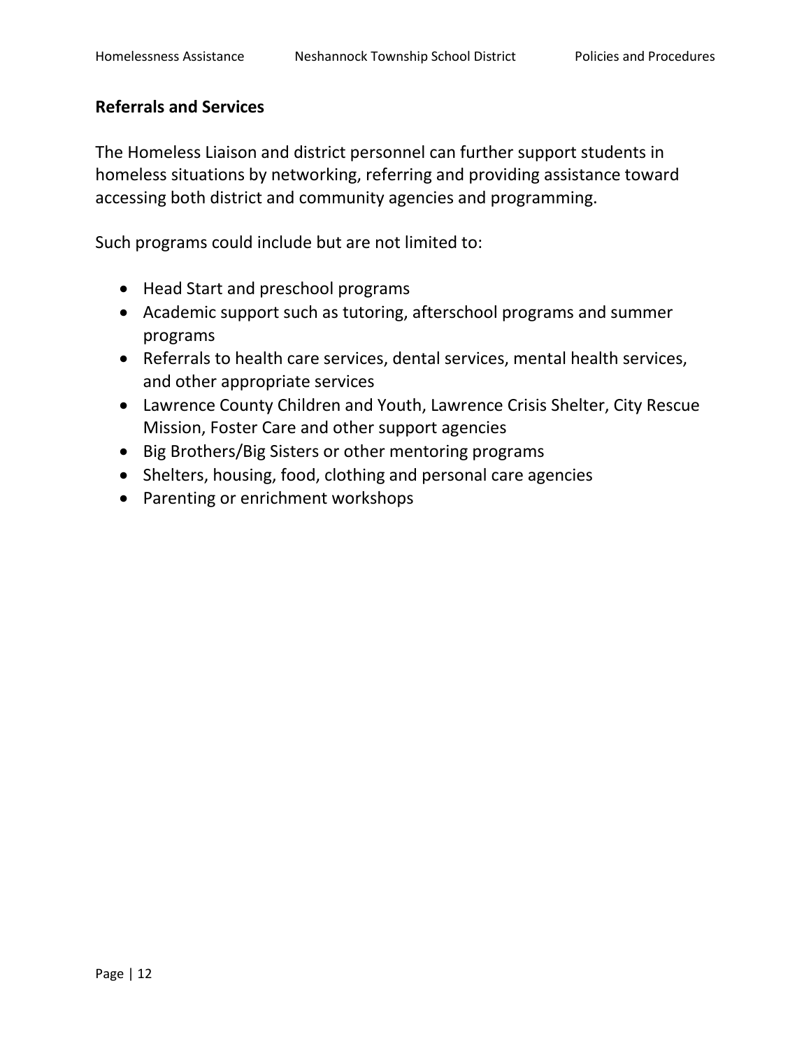## Referrals and Services

The Homeless Liaison and district personnel can further support students in homeless situations by networking, referring and providing assistance toward accessing both district and community agencies and programming.

Such programs could include but are not limited to:

- Head Start and preschool programs
- Academic support such as tutoring, afterschool programs and summer programs
- Referrals to health care services, dental services, mental health services, and other appropriate services
- Lawrence County Children and Youth, Lawrence Crisis Shelter, City Rescue Mission, Foster Care and other support agencies
- Big Brothers/Big Sisters or other mentoring programs
- Shelters, housing, food, clothing and personal care agencies
- Parenting or enrichment workshops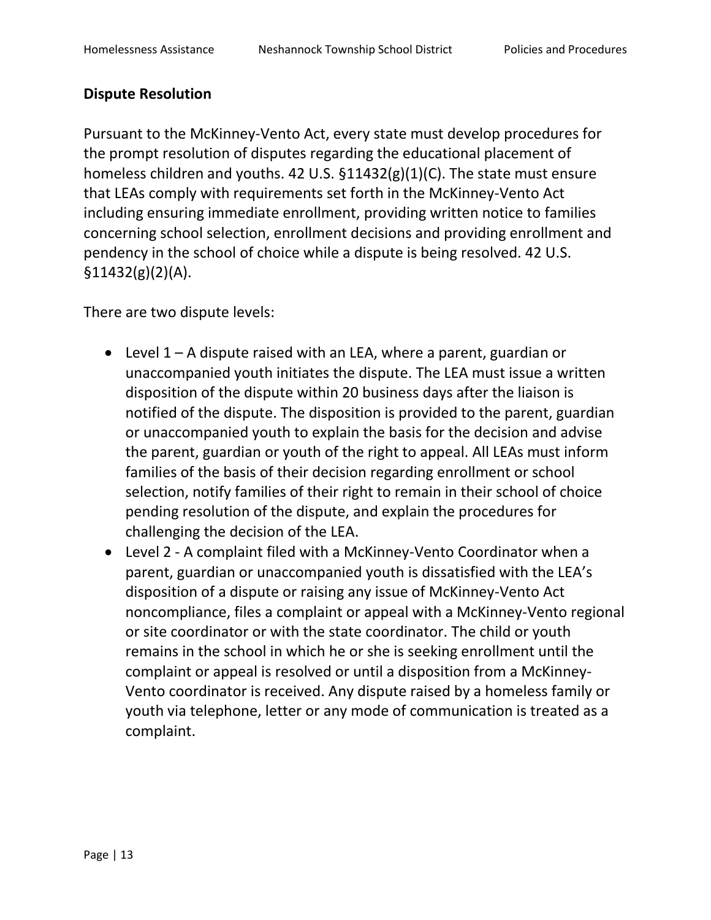## Dispute Resolution

Pursuant to the McKinney-Vento Act, every state must develop procedures for the prompt resolution of disputes regarding the educational placement of homeless children and youths. 42 U.S. §11432(g)(1)(C). The state must ensure that LEAs comply with requirements set forth in the McKinney-Vento Act including ensuring immediate enrollment, providing written notice to families concerning school selection, enrollment decisions and providing enrollment and pendency in the school of choice while a dispute is being resolved. 42 U.S. §11432(g)(2)(A).

There are two dispute levels:

- Level 1 – A dispute raised with an LEA, where a parent, guardian or unaccompanied youth initiates the dispute. The LEA must issue a written disposition of the dispute within 20 business days after the liaison is notified of the dispute. The disposition is provided to the parent, guardian or unaccompanied youth to explain the basis for the decision and advise the parent, guardian or youth of the right to appeal. All LEAs must inform families of the basis of their decision regarding enrollment or school selection, notify families of their right to remain in their school of choice pending resolution of the dispute, and explain the procedures for challenging the decision of the LEA.
- Level 2 - A complaint filed with a McKinney-Vento Coordinator when a parent, guardian or unaccompanied youth is dissatisfied with the LEA's disposition of a dispute or raising any issue of McKinney-Vento Act noncompliance, files a complaint or appeal with a McKinney-Vento regional or site coordinator or with the state coordinator. The child or youth remains in the school in which he or she is seeking enrollment until the complaint or appeal is resolved or until a disposition from a McKinney-Vento coordinator is received. Any dispute raised by a homeless family or youth via telephone, letter or any mode of communication is treated as a complaint.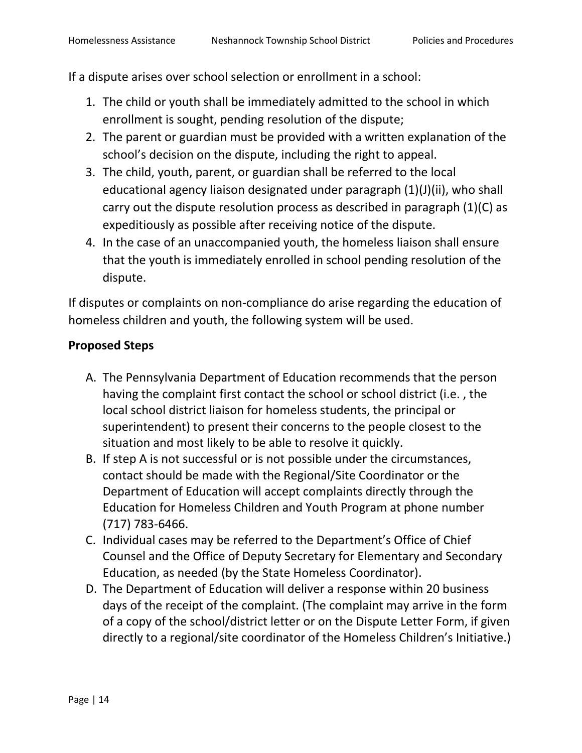If a dispute arises over school selection or enrollment in a school:

1. The child or youth shall be immediately admitted to the school in which enrollment is sought, pending resolution of the dispute;
2. The parent or guardian must be provided with a written explanation of the school's decision on the dispute, including the right to appeal.
3. The child, youth, parent, or guardian shall be referred to the local educational agency liaison designated under paragraph (1)(J)(ii), who shall carry out the dispute resolution process as described in paragraph (1)(C) as expeditiously as possible after receiving notice of the dispute.
4. In the case of an unaccompanied youth, the homeless liaison shall ensure that the youth is immediately enrolled in school pending resolution of the dispute.

If disputes or complaints on non-compliance do arise regarding the education of homeless children and youth, the following system will be used.

**Proposed Steps**

A. The Pennsylvania Department of Education recommends that the person having the complaint first contact the school or school district (i.e. , the local school district liaison for homeless students, the principal or superintendent) to present their concerns to the people closest to the situation and most likely to be able to resolve it quickly.
B. If step A is not successful or is not possible under the circumstances, contact should be made with the Regional/Site Coordinator or the Department of Education will accept complaints directly through the Education for Homeless Children and Youth Program at phone number (717) 783-6466.
C. Individual cases may be referred to the Department's Office of Chief Counsel and the Office of Deputy Secretary for Elementary and Secondary Education, as needed (by the State Homeless Coordinator).
D. The Department of Education will deliver a response within 20 business days of the receipt of the complaint. (The complaint may arrive in the form of a copy of the school/district letter or on the Dispute Letter Form, if given directly to a regional/site coordinator of the Homeless Children's Initiative.)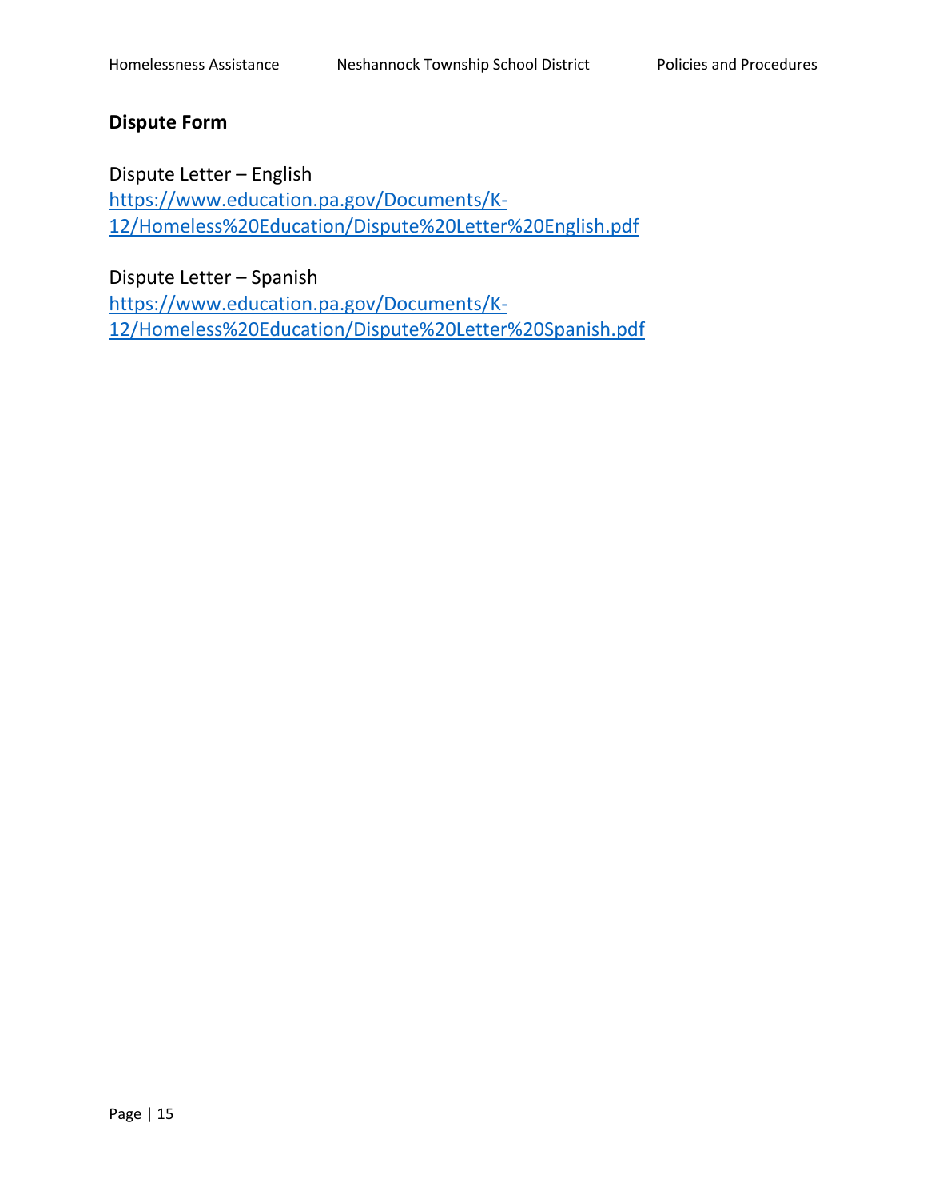## Dispute Form

Dispute Letter – English
https://www.education.pa.gov/Documents/K-12/Homeless%20Education/Dispute%20Letter%20English.pdf

Dispute Letter – Spanish
https://www.education.pa.gov/Documents/K-12/Homeless%20Education/Dispute%20Letter%20Spanish.pdf